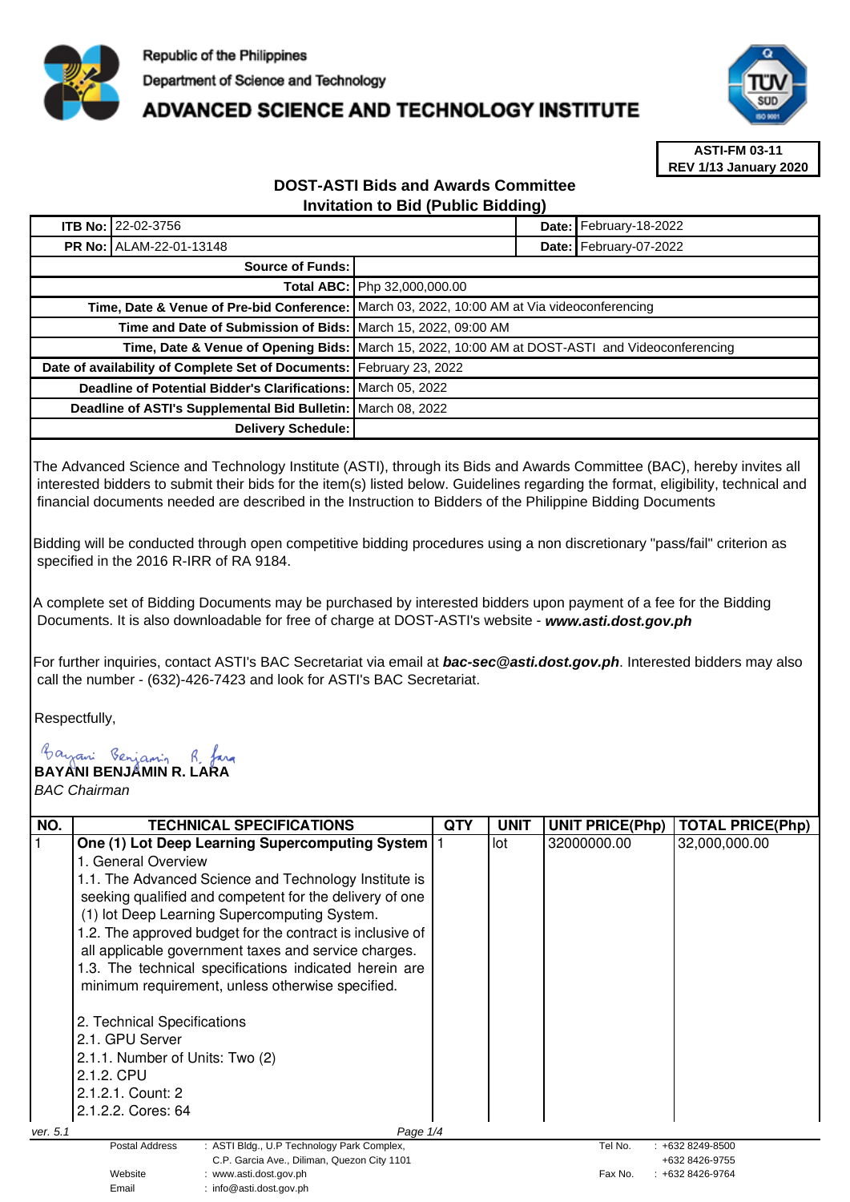Republic of the Philippines

Department of Science and Technology

# ADVANCED SCIENCE AND TECHNOLOGY INSTITUTE

**ASTI-FM 03-11**
**REV 1/13 January 2020**

## DOST-ASTI Bids and Awards Committee
## Invitation to Bid (Public Bidding)

| | | | |
|---|---|---|---|
| **ITB No:** | 22-02-3756 | **Date:** | February-18-2022 |
| **PR No:** | ALAM-22-01-13148 | **Date:** | February-07-2022 |

| | |
|---|---|
| **Source of Funds:** | |
| **Total ABC:** | Php 32,000,000.00 |
| **Time, Date & Venue of Pre-bid Conference:** | March 03, 2022, 10:00 AM at Via videoconferencing |
| **Time and Date of Submission of Bids:** | March 15, 2022, 09:00 AM |
| **Time, Date & Venue of Opening Bids:** | March 15, 2022, 10:00 AM at DOST-ASTI and Videoconferencing |
| **Date of availability of Complete Set of Documents:** | February 23, 2022 |
| **Deadline of Potential Bidder's Clarifications:** | March 05, 2022 |
| **Deadline of ASTI's Supplemental Bid Bulletin:** | March 08, 2022 |
| **Delivery Schedule:** | |

The Advanced Science and Technology Institute (ASTI), through its Bids and Awards Committee (BAC), hereby invites all interested bidders to submit their bids for the item(s) listed below. Guidelines regarding the format, eligibility, technical and financial documents needed are described in the Instruction to Bidders of the Philippine Bidding Documents

Bidding will be conducted through open competitive bidding procedures using a non discretionary "pass/fail" criterion as specified in the 2016 R-IRR of RA 9184.

A complete set of Bidding Documents may be purchased by interested bidders upon payment of a fee for the Bidding Documents. It is also downloadable for free of charge at DOST-ASTI's website - ***www.asti.dost.gov.ph***

For further inquiries, contact ASTI's BAC Secretariat via email at ***bac-sec@asti.dost.gov.ph***. Interested bidders may also call the number - (632)-426-7423 and look for ASTI's BAC Secretariat.

Respectfully,

**BAYANI BENJAMIN R. LARA**
*BAC Chairman*

| NO. | TECHNICAL SPECIFICATIONS | QTY | UNIT | UNIT PRICE(Php) | TOTAL PRICE(Php) |
|---|---|---|---|---|---|
| 1 | **One (1) Lot Deep Learning Supercomputing System**<br>1. General Overview<br>1.1. The Advanced Science and Technology Institute is seeking qualified and competent for the delivery of one (1) lot Deep Learning Supercomputing System.<br>1.2. The approved budget for the contract is inclusive of all applicable government taxes and service charges.<br>1.3. The technical specifications indicated herein are minimum requirement, unless otherwise specified.<br><br>2. Technical Specifications<br>2.1. GPU Server<br>2.1.1. Number of Units: Two (2)<br>2.1.2. CPU<br>2.1.2.1. Count: 2<br>2.1.2.2. Cores: 64 | 1 | lot | 32000000.00 | 32,000,000.00 |

ver. 5.1

Postal Address : ASTI Bldg., U.P Technology Park Complex, C.P. Garcia Ave., Diliman, Quezon City 1101
Website : www.asti.dost.gov.ph
Email : info@asti.dost.gov.ph
Tel No. : +632 8249-8500, +632 8426-9755
Fax No. : +632 8426-9764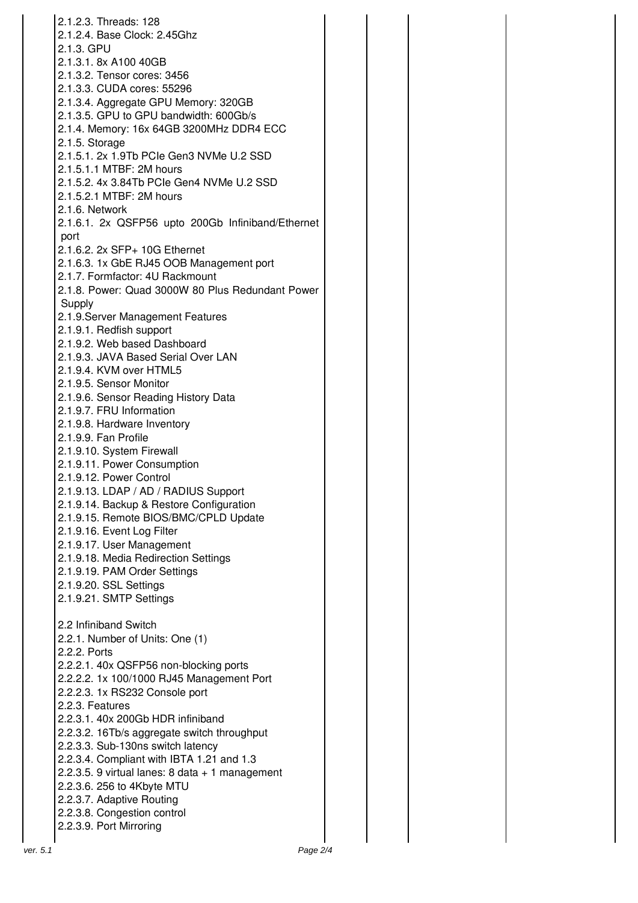| | | | | | |
|---|---|---|---|---|---|
| | 2.1.2.3. Threads: 128<br>2.1.2.4. Base Clock: 2.45Ghz<br>2.1.3. GPU<br>2.1.3.1. 8x A100 40GB<br>2.1.3.2. Tensor cores: 3456<br>2.1.3.3. CUDA cores: 55296<br>2.1.3.4. Aggregate GPU Memory: 320GB<br>2.1.3.5. GPU to GPU bandwidth: 600Gb/s<br>2.1.4. Memory: 16x 64GB 3200MHz DDR4 ECC<br>2.1.5. Storage<br>2.1.5.1. 2x 1.9Tb PCIe Gen3 NVMe U.2 SSD<br>2.1.5.1.1 MTBF: 2M hours<br>2.1.5.2. 4x 3.84Tb PCIe Gen4 NVMe U.2 SSD<br>2.1.5.2.1 MTBF: 2M hours<br>2.1.6. Network<br>2.1.6.1. 2x QSFP56 upto 200Gb Infiniband/Ethernet port<br>2.1.6.2. 2x SFP+ 10G Ethernet<br>2.1.6.3. 1x GbE RJ45 OOB Management port<br>2.1.7. Formfactor: 4U Rackmount<br>2.1.8. Power: Quad 3000W 80 Plus Redundant Power Supply<br>2.1.9.Server Management Features<br>2.1.9.1. Redfish support<br>2.1.9.2. Web based Dashboard<br>2.1.9.3. JAVA Based Serial Over LAN<br>2.1.9.4. KVM over HTML5<br>2.1.9.5. Sensor Monitor<br>2.1.9.6. Sensor Reading History Data<br>2.1.9.7. FRU Information<br>2.1.9.8. Hardware Inventory<br>2.1.9.9. Fan Profile<br>2.1.9.10. System Firewall<br>2.1.9.11. Power Consumption<br>2.1.9.12. Power Control<br>2.1.9.13. LDAP / AD / RADIUS Support<br>2.1.9.14. Backup & Restore Configuration<br>2.1.9.15. Remote BIOS/BMC/CPLD Update<br>2.1.9.16. Event Log Filter<br>2.1.9.17. User Management<br>2.1.9.18. Media Redirection Settings<br>2.1.9.19. PAM Order Settings<br>2.1.9.20. SSL Settings<br>2.1.9.21. SMTP Settings<br><br>2.2 Infiniband Switch<br>2.2.1. Number of Units: One (1)<br>2.2.2. Ports<br>2.2.2.1. 40x QSFP56 non-blocking ports<br>2.2.2.2. 1x 100/1000 RJ45 Management Port<br>2.2.2.3. 1x RS232 Console port<br>2.2.3. Features<br>2.2.3.1. 40x 200Gb HDR infiniband<br>2.2.3.2. 16Tb/s aggregate switch throughput<br>2.2.3.3. Sub-130ns switch latency<br>2.2.3.4. Compliant with IBTA 1.21 and 1.3<br>2.2.3.5. 9 virtual lanes: 8 data + 1 management<br>2.2.3.6. 256 to 4Kbyte MTU<br>2.2.3.7. Adaptive Routing<br>2.2.3.8. Congestion control<br>2.2.3.9. Port Mirroring | | | | |

ver. 5.1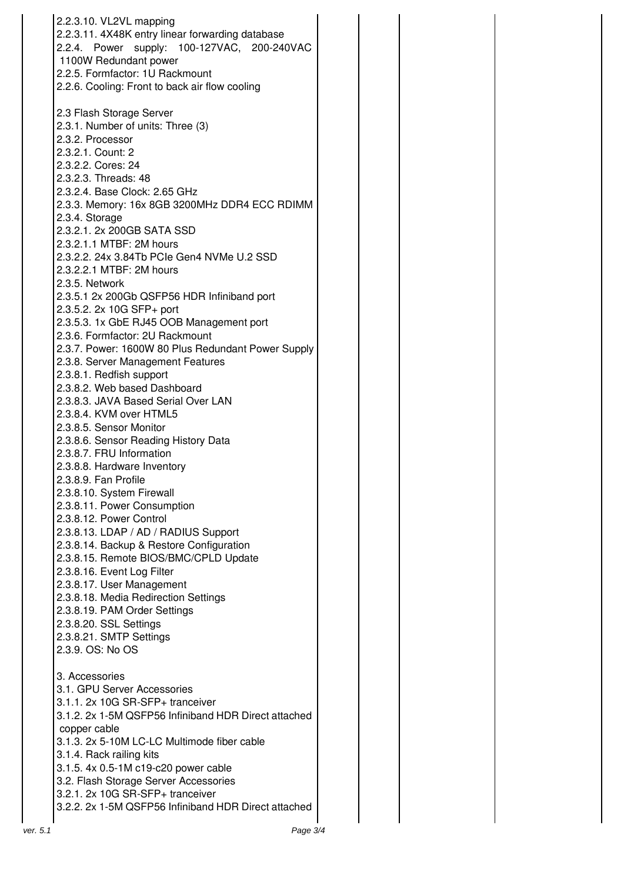2.2.3.10. VL2VL mapping
2.2.3.11. 4X48K entry linear forwarding database
2.2.4. Power supply: 100-127VAC, 200-240VAC 1100W Redundant power
2.2.5. Formfactor: 1U Rackmount
2.2.6. Cooling: Front to back air flow cooling

2.3 Flash Storage Server
2.3.1. Number of units: Three (3)
2.3.2. Processor
2.3.2.1. Count: 2
2.3.2.2. Cores: 24
2.3.2.3. Threads: 48
2.3.2.4. Base Clock: 2.65 GHz
2.3.3. Memory: 16x 8GB 3200MHz DDR4 ECC RDIMM
2.3.4. Storage
2.3.2.1. 2x 200GB SATA SSD
2.3.2.1.1 MTBF: 2M hours
2.3.2.2. 24x 3.84Tb PCIe Gen4 NVMe U.2 SSD
2.3.2.2.1 MTBF: 2M hours
2.3.5. Network
2.3.5.1 2x 200Gb QSFP56 HDR Infiniband port
2.3.5.2. 2x 10G SFP+ port
2.3.5.3. 1x GbE RJ45 OOB Management port
2.3.6. Formfactor: 2U Rackmount
2.3.7. Power: 1600W 80 Plus Redundant Power Supply
2.3.8. Server Management Features
2.3.8.1. Redfish support
2.3.8.2. Web based Dashboard
2.3.8.3. JAVA Based Serial Over LAN
2.3.8.4. KVM over HTML5
2.3.8.5. Sensor Monitor
2.3.8.6. Sensor Reading History Data
2.3.8.7. FRU Information
2.3.8.8. Hardware Inventory
2.3.8.9. Fan Profile
2.3.8.10. System Firewall
2.3.8.11. Power Consumption
2.3.8.12. Power Control
2.3.8.13. LDAP / AD / RADIUS Support
2.3.8.14. Backup & Restore Configuration
2.3.8.15. Remote BIOS/BMC/CPLD Update
2.3.8.16. Event Log Filter
2.3.8.17. User Management
2.3.8.18. Media Redirection Settings
2.3.8.19. PAM Order Settings
2.3.8.20. SSL Settings
2.3.8.21. SMTP Settings
2.3.9. OS: No OS

3. Accessories
3.1. GPU Server Accessories
3.1.1. 2x 10G SR-SFP+ tranceiver
3.1.2. 2x 1-5M QSFP56 Infiniband HDR Direct attached copper cable
3.1.3. 2x 5-10M LC-LC Multimode fiber cable
3.1.4. Rack railing kits
3.1.5. 4x 0.5-1M c19-c20 power cable
3.2. Flash Storage Server Accessories
3.2.1. 2x 10G SR-SFP+ tranceiver
3.2.2. 2x 1-5M QSFP56 Infiniband HDR Direct attached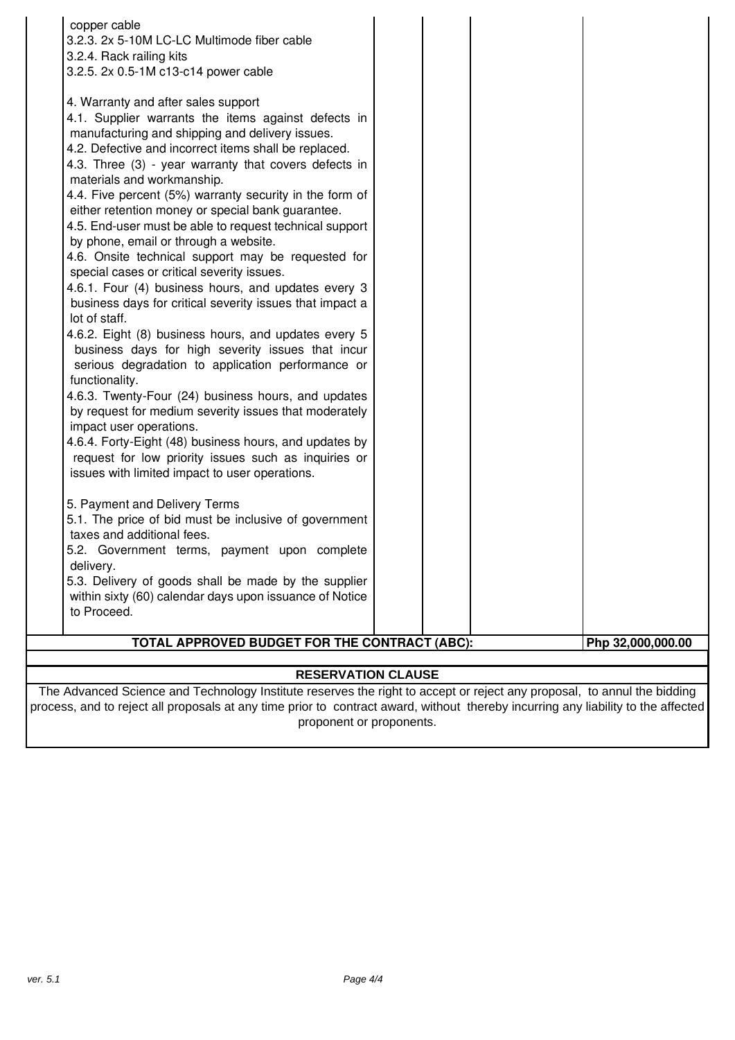| | | | | |
|---|---|---|---|---|
| copper cable<br>3.2.3. 2x 5-10M LC-LC Multimode fiber cable<br>3.2.4. Rack railing kits<br>3.2.5. 2x 0.5-1M c13-c14 power cable<br><br>4. Warranty and after sales support<br>4.1. Supplier warrants the items against defects in manufacturing and shipping and delivery issues.<br>4.2. Defective and incorrect items shall be replaced.<br>4.3. Three (3) - year warranty that covers defects in materials and workmanship.<br>4.4. Five percent (5%) warranty security in the form of either retention money or special bank guarantee.<br>4.5. End-user must be able to request technical support by phone, email or through a website.<br>4.6. Onsite technical support may be requested for special cases or critical severity issues.<br>4.6.1. Four (4) business hours, and updates every 3 business days for critical severity issues that impact a lot of staff.<br>4.6.2. Eight (8) business hours, and updates every 5 business days for high severity issues that incur serious degradation to application performance or functionality.<br>4.6.3. Twenty-Four (24) business hours, and updates by request for medium severity issues that moderately impact user operations.<br>4.6.4. Forty-Eight (48) business hours, and updates by request for low priority issues such as inquiries or issues with limited impact to user operations.<br><br>5. Payment and Delivery Terms<br>5.1. The price of bid must be inclusive of government taxes and additional fees.<br>5.2. Government terms, payment upon complete delivery.<br>5.3. Delivery of goods shall be made by the supplier within sixty (60) calendar days upon issuance of Notice to Proceed. | | | | |
| **TOTAL APPROVED BUDGET FOR THE CONTRACT (ABC):** | | | | **Php 32,000,000.00** |

**RESERVATION CLAUSE**

The Advanced Science and Technology Institute reserves the right to accept or reject any proposal, to annul the bidding process, and to reject all proposals at any time prior to contract award, without thereby incurring any liability to the affected proponent or proponents.

ver. 5.1